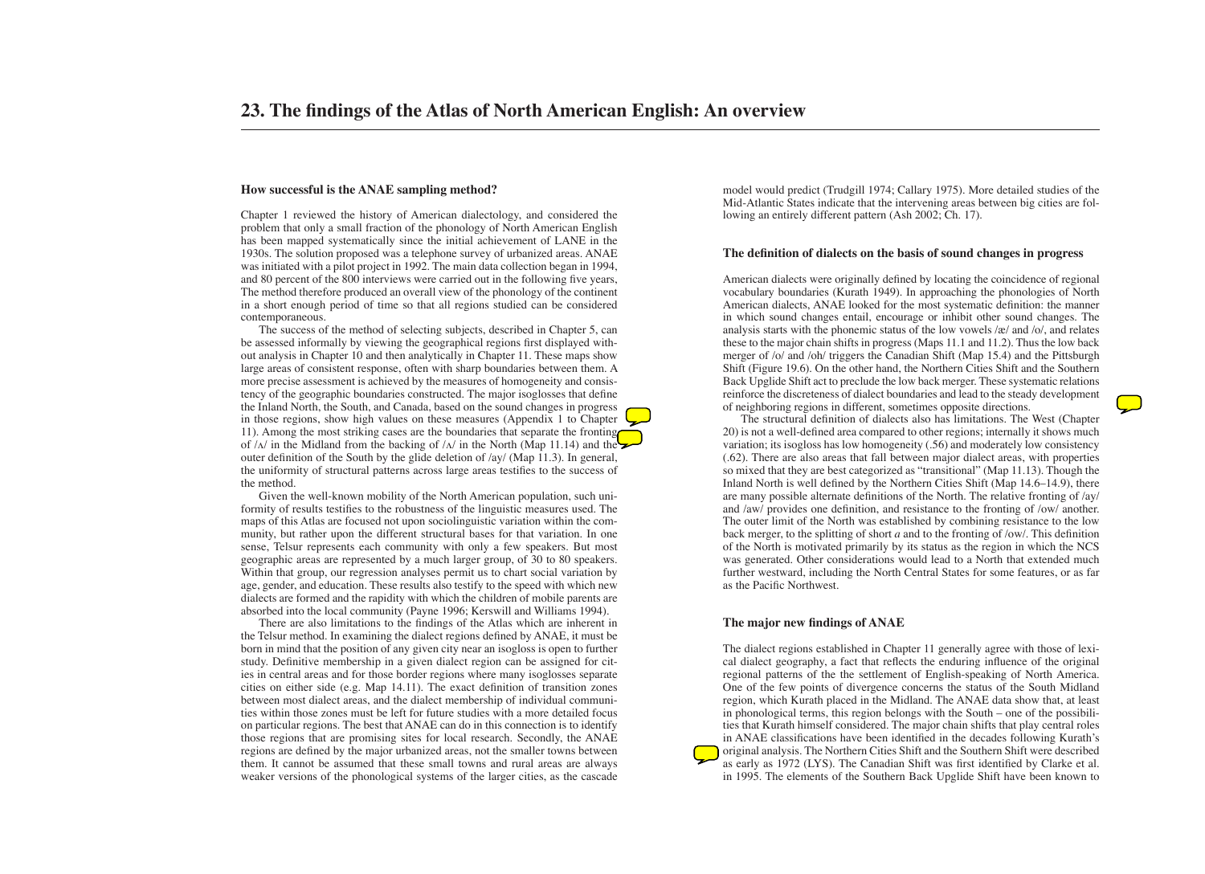# 23. The findings of the Atlas of North American English: An overview

## How successful is the ANAE sampling method?

Chapter 1 reviewed the history of American dialectology, and considered the problem that only a small fraction of the phonology of North American English has been mapped systematically since the initial achievement of LANE in the 1930s. The solution proposed was a telephone survey of urbanized areas. ANAE was initiated with a pilot project in 1992. The main data collection began in 1994, and 80 percent of the 800 interviews were carried out in the following five years, The method therefore produced an overall view of the phonology of the continent in a short enough period of time so that all regions studied can be considered contemporaneous.

The success of the method of selecting subjects, described in Chapter 5, can be assessed informally by viewing the geographical regions first displayed without analysis in Chapter 10 and then analytically in Chapter 11. These maps show large areas of consistent response, often with sharp boundaries between them. A more precise assessment is achieved by the measures of homogeneity and consistency of the geographic boundaries constructed. The major isoglosses that define the Inland North, the South, and Canada, based on the sound changes in progress in those regions, show high values on these measures (Appendix 1 to Chapter 11). Among the most striking cases are the boundaries that separate the fronting of /ʌ/ in the Midland from the backing of /ʌ/ in the North (Map 11.14) and the outer definition of the South by the glide deletion of /ay/ (Map 11.3). In general, the uniformity of structural patterns across large areas testifies to the success of the method.

Given the well-known mobility of the North American population, such uniformity of results testifies to the robustness of the linguistic measures used. The maps of this Atlas are focused not upon sociolinguistic variation within the community, but rather upon the different structural bases for that variation. In one sense, Telsur represents each community with only a few speakers. But most geographic areas are represented by a much larger group, of 30 to 80 speakers. Within that group, our regression analyses permit us to chart social variation by age, gender, and education. These results also testify to the speed with which new dialects are formed and the rapidity with which the children of mobile parents are absorbed into the local community (Payne 1996; Kerswill and Williams 1994).

There are also limitations to the findings of the Atlas which are inherent in the Telsur method. In examining the dialect regions defined by ANAE, it must be born in mind that the position of any given city near an isogloss is open to further study. Definitive membership in a given dialect region can be assigned for cities in central areas and for those border regions where many isoglosses separate cities on either side (e.g. Map 14.11). The exact definition of transition zones between most dialect areas, and the dialect membership of individual communities within those zones must be left for future studies with a more detailed focus on particular regions. The best that ANAE can do in this connection is to identify those regions that are promising sites for local research. Secondly, the ANAE regions are defined by the major urbanized areas, not the smaller towns between them. It cannot be assumed that these small towns and rural areas are always weaker versions of the phonological systems of the larger cities, as the cascade model would predict (Trudgill 1974; Callary 1975). More detailed studies of the Mid-Atlantic States indicate that the intervening areas between big cities are following an entirely different pattern (Ash 2002; Ch. 17).

## The definition of dialects on the basis of sound changes in progress

American dialects were originally defined by locating the coincidence of regional vocabulary boundaries (Kurath 1949). In approaching the phonologies of North American dialects, ANAE looked for the most systematic definition: the manner in which sound changes entail, encourage or inhibit other sound changes. The analysis starts with the phonemic status of the low vowels /æ/ and /o/, and relates these to the major chain shifts in progress (Maps 11.1 and 11.2). Thus the low back merger of /o/ and /oh/ triggers the Canadian Shift (Map 15.4) and the Pittsburgh Shift (Figure 19.6). On the other hand, the Northern Cities Shift and the Southern Back Upglide Shift act to preclude the low back merger. These systematic relations reinforce the discreteness of dialect boundaries and lead to the steady development of neighboring regions in different, sometimes opposite directions.

The structural definition of dialects also has limitations. The West (Chapter 20) is not a well-defined area compared to other regions; internally it shows much variation; its isogloss has low homogeneity (.56) and moderately low consistency (.62). There are also areas that fall between major dialect areas, with properties so mixed that they are best categorized as "transitional" (Map 11.13). Though the Inland North is well defined by the Northern Cities Shift (Map 14.6–14.9), there are many possible alternate definitions of the North. The relative fronting of /ay/ and /aw/ provides one definition, and resistance to the fronting of /ow/ another. The outer limit of the North was established by combining resistance to the low back merger, to the splitting of short *a* and to the fronting of /ow/. This definition of the North is motivated primarily by its status as the region in which the NCS was generated. Other considerations would lead to a North that extended much further westward, including the North Central States for some features, or as far as the Pacific Northwest.

## The major new findings of ANAE

The dialect regions established in Chapter 11 generally agree with those of lexical dialect geography, a fact that reflects the enduring influence of the original regional patterns of the the settlement of English-speaking of North America. One of the few points of divergence concerns the status of the South Midland region, which Kurath placed in the Midland. The ANAE data show that, at least in phonological terms, this region belongs with the South – one of the possibilities that Kurath himself considered. The major chain shifts that play central roles in ANAE classifications have been identified in the decades following Kurath's original analysis. The Northern Cities Shift and the Southern Shift were described as early as 1972 (LYS). The Canadian Shift was first identified by Clarke et al. in 1995. The elements of the Southern Back Upglide Shift have been known to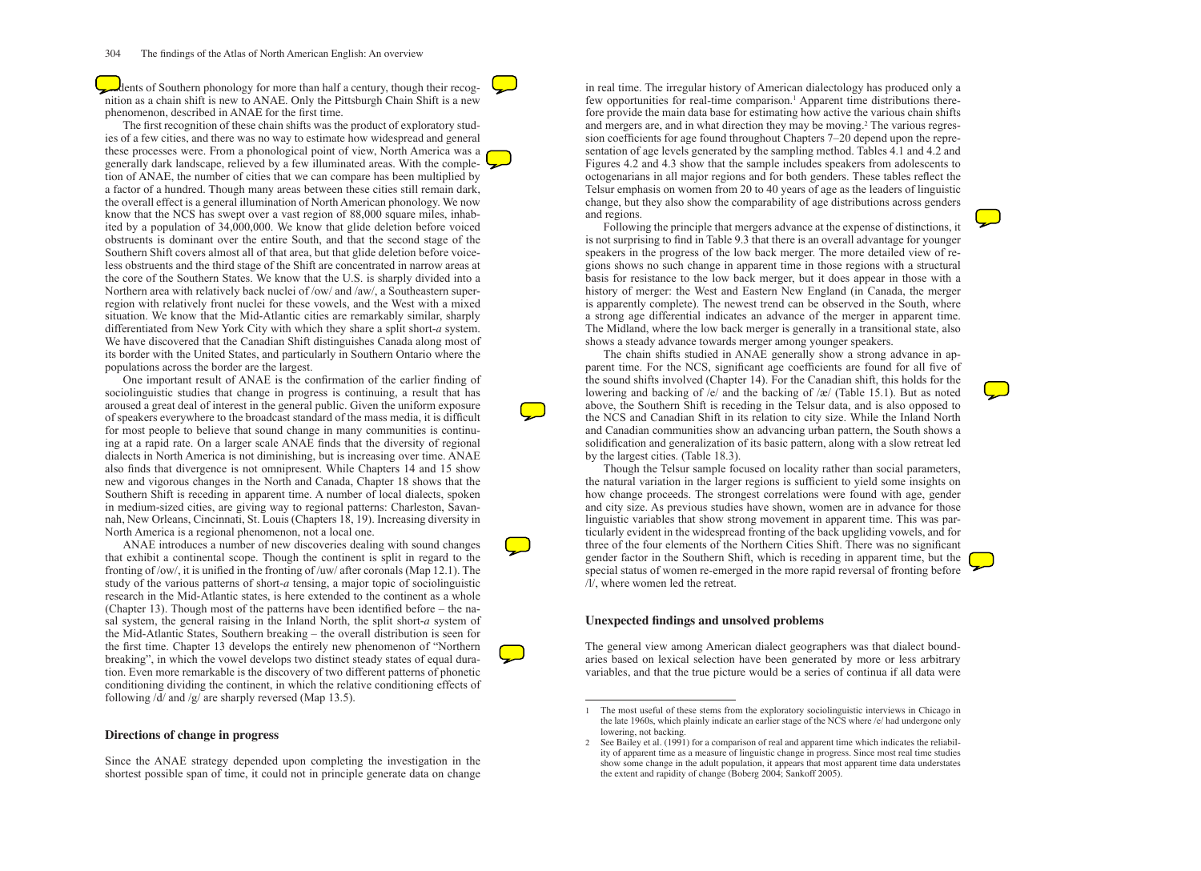dents of Southern phonology for more than half a century, though their recognition as a chain shift is new to ANAE. Only the Pittsburgh Chain Shift is a new phenomenon, described in ANAE for the first time.

The first recognition of these chain shifts was the product of exploratory studies of a few cities, and there was no way to estimate how widespread and general these processes were. From a phonological point of view, North America was a generally dark landscape, relieved by a few illuminated areas. With the completion of ANAE, the number of cities that we can compare has been multiplied by a factor of a hundred. Though many areas between these cities still remain dark, the overall effect is a general illumination of North American phonology. We now know that the NCS has swept over a vast region of 88,000 square miles, inhabited by a population of 34,000,000. We know that glide deletion before voiced obstruents is dominant over the entire South, and that the second stage of the Southern Shift covers almost all of that area, but that glide deletion before voiceless obstruents and the third stage of the Shift are concentrated in narrow areas at the core of the Southern States. We know that the U.S. is sharply divided into a Northern area with relatively back nuclei of /ow/ and /aw/, a Southeastern superregion with relatively front nuclei for these vowels, and the West with a mixed situation. We know that the Mid-Atlantic cities are remarkably similar, sharply differentiated from New York City with which they share a split short-*a* system. We have discovered that the Canadian Shift distinguishes Canada along most of its border with the United States, and particularly in Southern Ontario where the populations across the border are the largest.

One important result of ANAE is the confirmation of the earlier finding of sociolinguistic studies that change in progress is continuing, a result that has aroused a great deal of interest in the general public. Given the uniform exposure of speakers everywhere to the broadcast standard of the mass media, it is difficult for most people to believe that sound change in many communities is continuing at a rapid rate. On a larger scale ANAE finds that the diversity of regional dialects in North America is not diminishing, but is increasing over time. ANAE also finds that divergence is not omnipresent. While Chapters 14 and 15 show new and vigorous changes in the North and Canada, Chapter 18 shows that the Southern Shift is receding in apparent time. A number of local dialects, spoken in medium-sized cities, are giving way to regional patterns: Charleston, Savannah, New Orleans, Cincinnati, St. Louis (Chapters 18, 19). Increasing diversity in North America is a regional phenomenon, not a local one.

ANAE introduces a number of new discoveries dealing with sound changes that exhibit a continental scope. Though the continent is split in regard to the fronting of /ow/, it is unified in the fronting of /uw/ after coronals (Map 12.1). The study of the various patterns of short-*a* tensing, a major topic of sociolinguistic research in the Mid-Atlantic states, is here extended to the continent as a whole (Chapter 13). Though most of the patterns have been identified before – the nasal system, the general raising in the Inland North, the split short-*a* system of the Mid-Atlantic States, Southern breaking – the overall distribution is seen for the first time. Chapter 13 develops the entirely new phenomenon of "Northern breaking", in which the vowel develops two distinct steady states of equal duration. Even more remarkable is the discovery of two different patterns of phonetic conditioning dividing the continent, in which the relative conditioning effects of following /d/ and /g/ are sharply reversed (Map 13.5).

## Directions of change in progress

Since the ANAE strategy depended upon completing the investigation in the shortest possible span of time, it could not in principle generate data on change in real time. The irregular history of American dialectology has produced only a few opportunities for real-time comparison.[1] Apparent time distributions therefore provide the main data base for estimating how active the various chain shifts and mergers are, and in what direction they may be moving.[2] The various regression coefficients for age found throughout Chapters 7–20 depend upon the representation of age levels generated by the sampling method. Tables 4.1 and 4.2 and Figures 4.2 and 4.3 show that the sample includes speakers from adolescents to octogenarians in all major regions and for both genders. These tables reflect the Telsur emphasis on women from 20 to 40 years of age as the leaders of linguistic change, but they also show the comparability of age distributions across genders and regions.

Following the principle that mergers advance at the expense of distinctions, it is not surprising to find in Table 9.3 that there is an overall advantage for younger speakers in the progress of the low back merger. The more detailed view of regions shows no such change in apparent time in those regions with a structural basis for resistance to the low back merger, but it does appear in those with a history of merger: the West and Eastern New England (in Canada, the merger is apparently complete). The newest trend can be observed in the South, where a strong age differential indicates an advance of the merger in apparent time. The Midland, where the low back merger is generally in a transitional state, also shows a steady advance towards merger among younger speakers.

The chain shifts studied in ANAE generally show a strong advance in apparent time. For the NCS, significant age coefficients are found for all five of the sound shifts involved (Chapter 14). For the Canadian shift, this holds for the lowering and backing of /e/ and the backing of /æ/ (Table 15.1). But as noted above, the Southern Shift is receding in the Telsur data, and is also opposed to the NCS and Canadian Shift in its relation to city size. While the Inland North and Canadian communities show an advancing urban pattern, the South shows a solidification and generalization of its basic pattern, along with a slow retreat led by the largest cities. (Table 18.3).

Though the Telsur sample focused on locality rather than social parameters, the natural variation in the larger regions is sufficient to yield some insights on how change proceeds. The strongest correlations were found with age, gender and city size. As previous studies have shown, women are in advance for those linguistic variables that show strong movement in apparent time. This was particularly evident in the widespread fronting of the back upgliding vowels, and for three of the four elements of the Northern Cities Shift. There was no significant gender factor in the Southern Shift, which is receding in apparent time, but the special status of women re-emerged in the more rapid reversal of fronting before /l/, where women led the retreat.

## Unexpected findings and unsolved problems

The general view among American dialect geographers was that dialect boundaries based on lexical selection have been generated by more or less arbitrary variables, and that the true picture would be a series of continua if all data were

1 The most useful of these stems from the exploratory sociolinguistic interviews in Chicago in the late 1960s, which plainly indicate an earlier stage of the NCS where /e/ had undergone only lowering, not backing.

2 See Bailey et al. (1991) for a comparison of real and apparent time which indicates the reliability of apparent time as a measure of linguistic change in progress. Since most real time studies show some change in the adult population, it appears that most apparent time data understates the extent and rapidity of change (Boberg 2004; Sankoff 2005).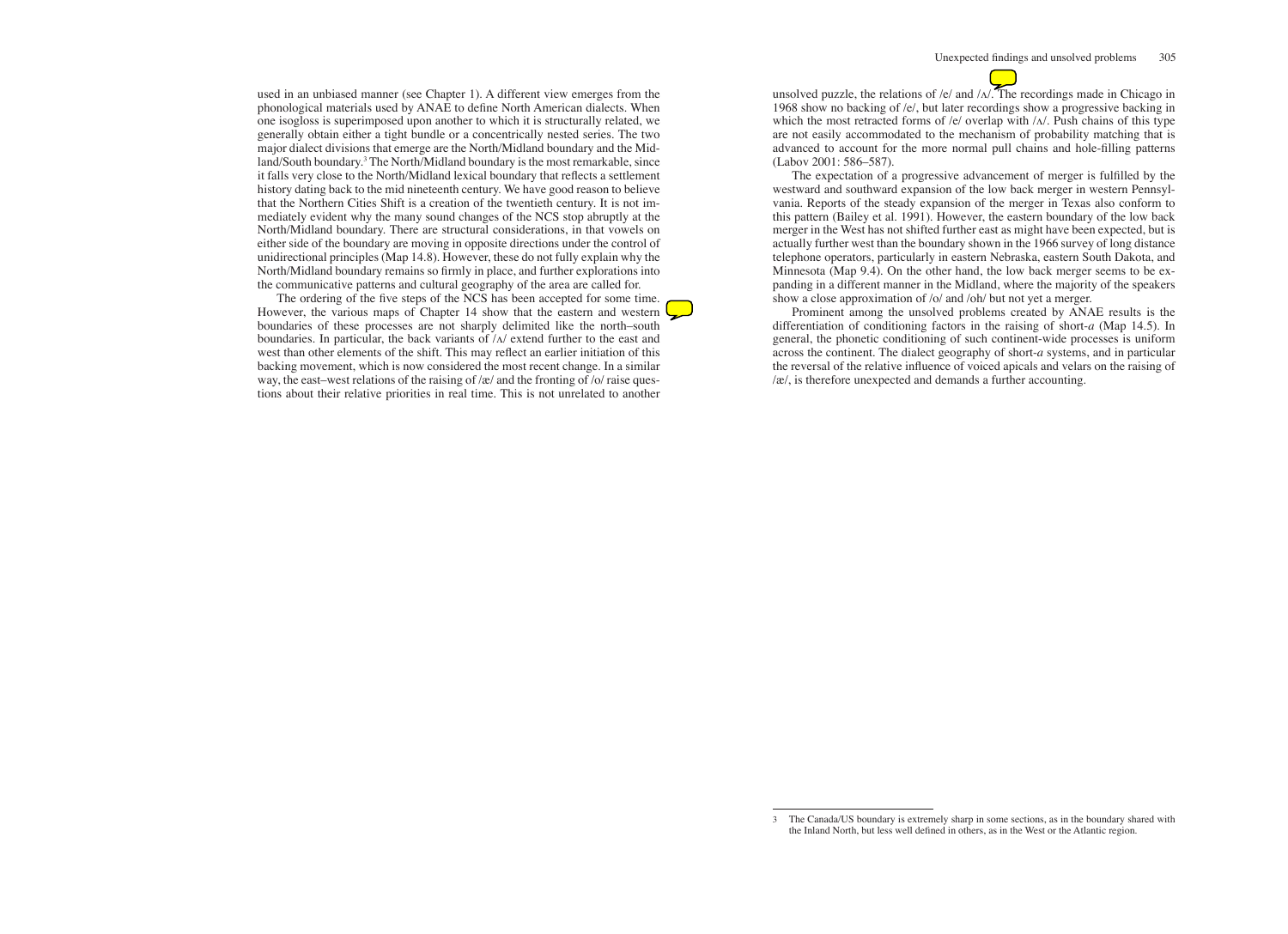used in an unbiased manner (see Chapter 1). A different view emerges from the phonological materials used by ANAE to define North American dialects. When one isogloss is superimposed upon another to which it is structurally related, we generally obtain either a tight bundle or a concentrically nested series. The two major dialect divisions that emerge are the North/Midland boundary and the Midland/South boundary.[3] The North/Midland boundary is the most remarkable, since it falls very close to the North/Midland lexical boundary that reflects a settlement history dating back to the mid nineteenth century. We have good reason to believe that the Northern Cities Shift is a creation of the twentieth century. It is not immediately evident why the many sound changes of the NCS stop abruptly at the North/Midland boundary. There are structural considerations, in that vowels on either side of the boundary are moving in opposite directions under the control of unidirectional principles (Map 14.8). However, these do not fully explain why the North/Midland boundary remains so firmly in place, and further explorations into the communicative patterns and cultural geography of the area are called for.

The ordering of the five steps of the NCS has been accepted for some time. However, the various maps of Chapter 14 show that the eastern and western boundaries of these processes are not sharply delimited like the north–south boundaries. In particular, the back variants of /ʌ/ extend further to the east and west than other elements of the shift. This may reflect an earlier initiation of this backing movement, which is now considered the most recent change. In a similar way, the east–west relations of the raising of /æ/ and the fronting of /o/ raise questions about their relative priorities in real time. This is not unrelated to another unsolved puzzle, the relations of /e/ and /ʌ/. The recordings made in Chicago in 1968 show no backing of /e/, but later recordings show a progressive backing in which the most retracted forms of /e/ overlap with /ʌ/. Push chains of this type are not easily accommodated to the mechanism of probability matching that is advanced to account for the more normal pull chains and hole-filling patterns (Labov 2001: 586–587).

The expectation of a progressive advancement of merger is fulfilled by the westward and southward expansion of the low back merger in western Pennsylvania. Reports of the steady expansion of the merger in Texas also conform to this pattern (Bailey et al. 1991). However, the eastern boundary of the low back merger in the West has not shifted further east as might have been expected, but is actually further west than the boundary shown in the 1966 survey of long distance telephone operators, particularly in eastern Nebraska, eastern South Dakota, and Minnesota (Map 9.4). On the other hand, the low back merger seems to be expanding in a different manner in the Midland, where the majority of the speakers show a close approximation of /o/ and /oh/ but not yet a merger.

Prominent among the unsolved problems created by ANAE results is the differentiation of conditioning factors in the raising of short-*a* (Map 14.5). In general, the phonetic conditioning of such continent-wide processes is uniform across the continent. The dialect geography of short-*a* systems, and in particular the reversal of the relative influence of voiced apicals and velars on the raising of /æ/, is therefore unexpected and demands a further accounting.

---

3 The Canada/US boundary is extremely sharp in some sections, as in the boundary shared with the Inland North, but less well defined in others, as in the West or the Atlantic region.